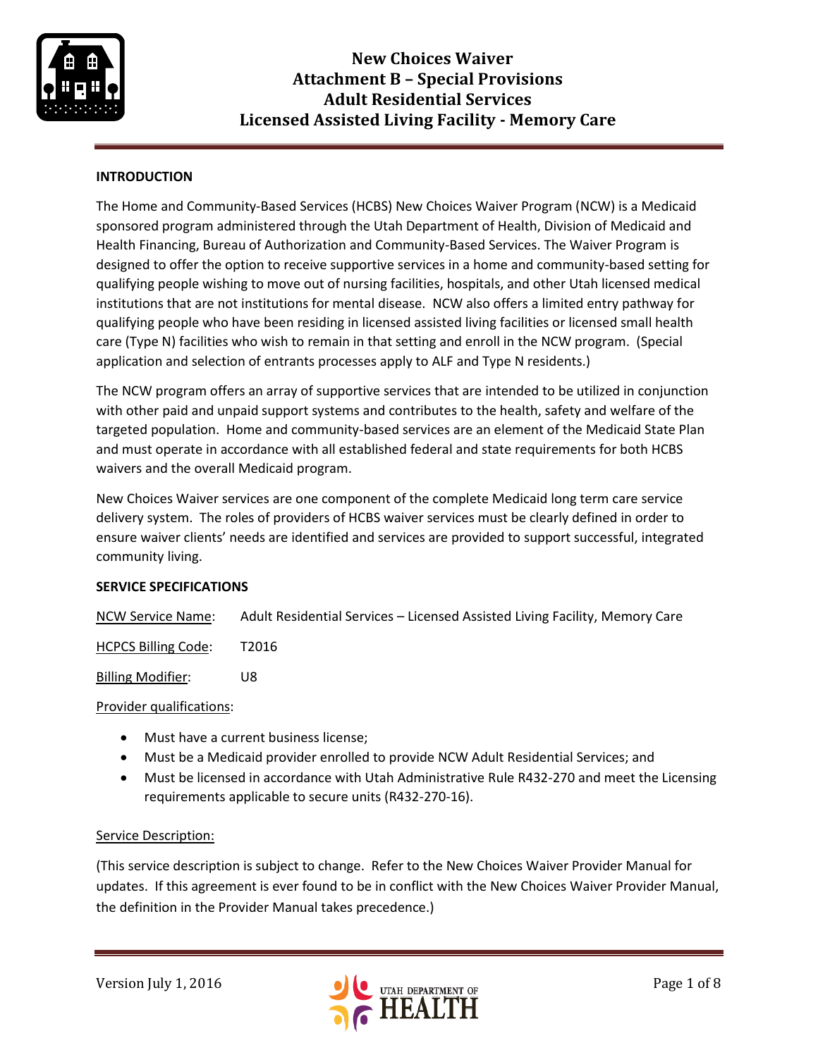# New Choices Waiver
## Attachment B – Special Provisions
## Adult Residential Services
## Licensed Assisted Living Facility - Memory Care

**INTRODUCTION**

The Home and Community-Based Services (HCBS) New Choices Waiver Program (NCW) is a Medicaid sponsored program administered through the Utah Department of Health, Division of Medicaid and Health Financing, Bureau of Authorization and Community-Based Services. The Waiver Program is designed to offer the option to receive supportive services in a home and community-based setting for qualifying people wishing to move out of nursing facilities, hospitals, and other Utah licensed medical institutions that are not institutions for mental disease. NCW also offers a limited entry pathway for qualifying people who have been residing in licensed assisted living facilities or licensed small health care (Type N) facilities who wish to remain in that setting and enroll in the NCW program. (Special application and selection of entrants processes apply to ALF and Type N residents.)

The NCW program offers an array of supportive services that are intended to be utilized in conjunction with other paid and unpaid support systems and contributes to the health, safety and welfare of the targeted population. Home and community-based services are an element of the Medicaid State Plan and must operate in accordance with all established federal and state requirements for both HCBS waivers and the overall Medicaid program.

New Choices Waiver services are one component of the complete Medicaid long term care service delivery system. The roles of providers of HCBS waiver services must be clearly defined in order to ensure waiver clients' needs are identified and services are provided to support successful, integrated community living.

**SERVICE SPECIFICATIONS**

NCW Service Name: Adult Residential Services – Licensed Assisted Living Facility, Memory Care

HCPCS Billing Code: T2016

Billing Modifier: U8

Provider qualifications:

- Must have a current business license;
- Must be a Medicaid provider enrolled to provide NCW Adult Residential Services; and
- Must be licensed in accordance with Utah Administrative Rule R432-270 and meet the Licensing requirements applicable to secure units (R432-270-16).

Service Description:

(This service description is subject to change. Refer to the New Choices Waiver Provider Manual for updates. If this agreement is ever found to be in conflict with the New Choices Waiver Provider Manual, the definition in the Provider Manual takes precedence.)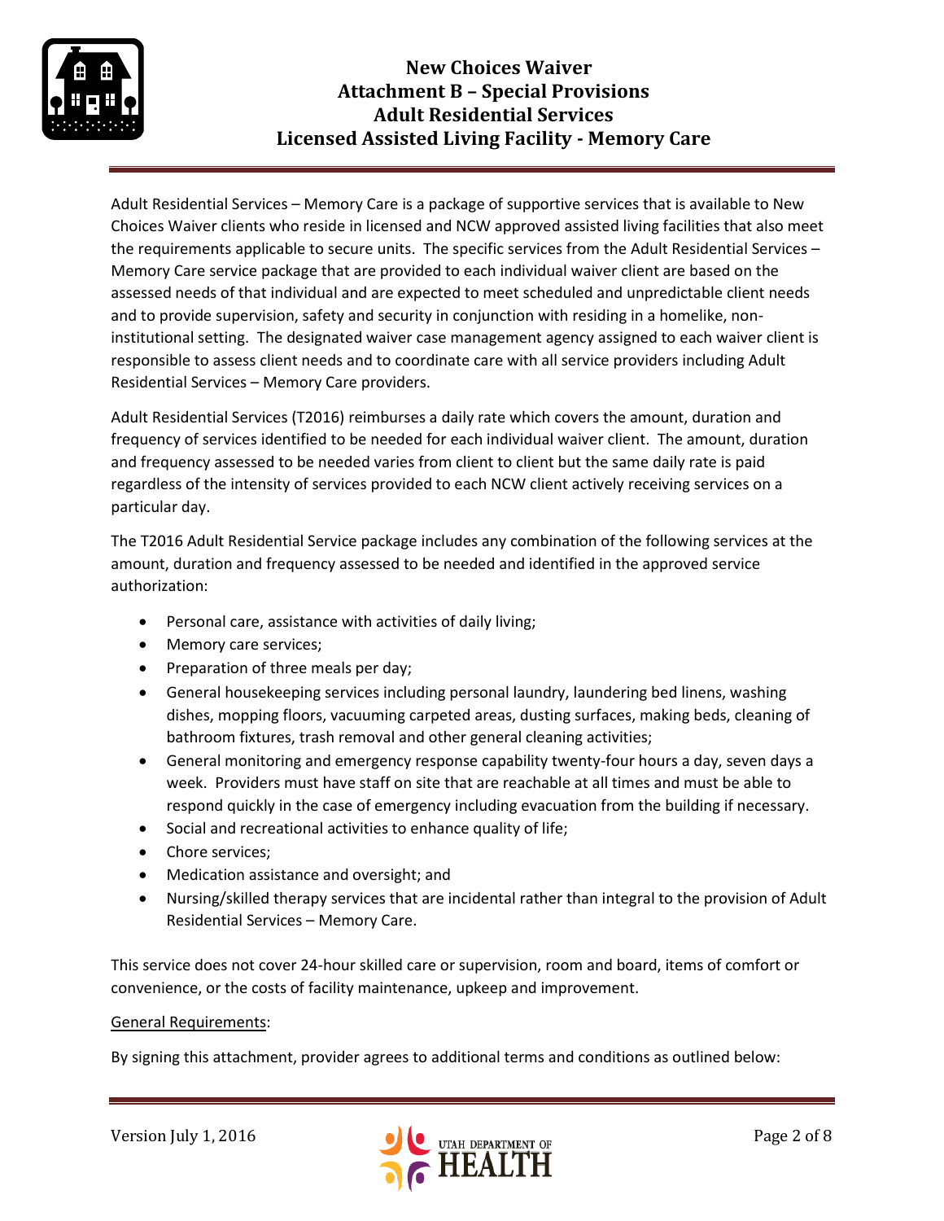# New Choices Waiver
# Attachment B – Special Provisions
# Adult Residential Services
# Licensed Assisted Living Facility - Memory Care

Adult Residential Services – Memory Care is a package of supportive services that is available to New Choices Waiver clients who reside in licensed and NCW approved assisted living facilities that also meet the requirements applicable to secure units. The specific services from the Adult Residential Services – Memory Care service package that are provided to each individual waiver client are based on the assessed needs of that individual and are expected to meet scheduled and unpredictable client needs and to provide supervision, safety and security in conjunction with residing in a homelike, non-institutional setting. The designated waiver case management agency assigned to each waiver client is responsible to assess client needs and to coordinate care with all service providers including Adult Residential Services – Memory Care providers.

Adult Residential Services (T2016) reimburses a daily rate which covers the amount, duration and frequency of services identified to be needed for each individual waiver client. The amount, duration and frequency assessed to be needed varies from client to client but the same daily rate is paid regardless of the intensity of services provided to each NCW client actively receiving services on a particular day.

The T2016 Adult Residential Service package includes any combination of the following services at the amount, duration and frequency assessed to be needed and identified in the approved service authorization:

- Personal care, assistance with activities of daily living;
- Memory care services;
- Preparation of three meals per day;
- General housekeeping services including personal laundry, laundering bed linens, washing dishes, mopping floors, vacuuming carpeted areas, dusting surfaces, making beds, cleaning of bathroom fixtures, trash removal and other general cleaning activities;
- General monitoring and emergency response capability twenty-four hours a day, seven days a week. Providers must have staff on site that are reachable at all times and must be able to respond quickly in the case of emergency including evacuation from the building if necessary.
- Social and recreational activities to enhance quality of life;
- Chore services;
- Medication assistance and oversight; and
- Nursing/skilled therapy services that are incidental rather than integral to the provision of Adult Residential Services – Memory Care.

This service does not cover 24-hour skilled care or supervision, room and board, items of comfort or convenience, or the costs of facility maintenance, upkeep and improvement.

General Requirements:

By signing this attachment, provider agrees to additional terms and conditions as outlined below: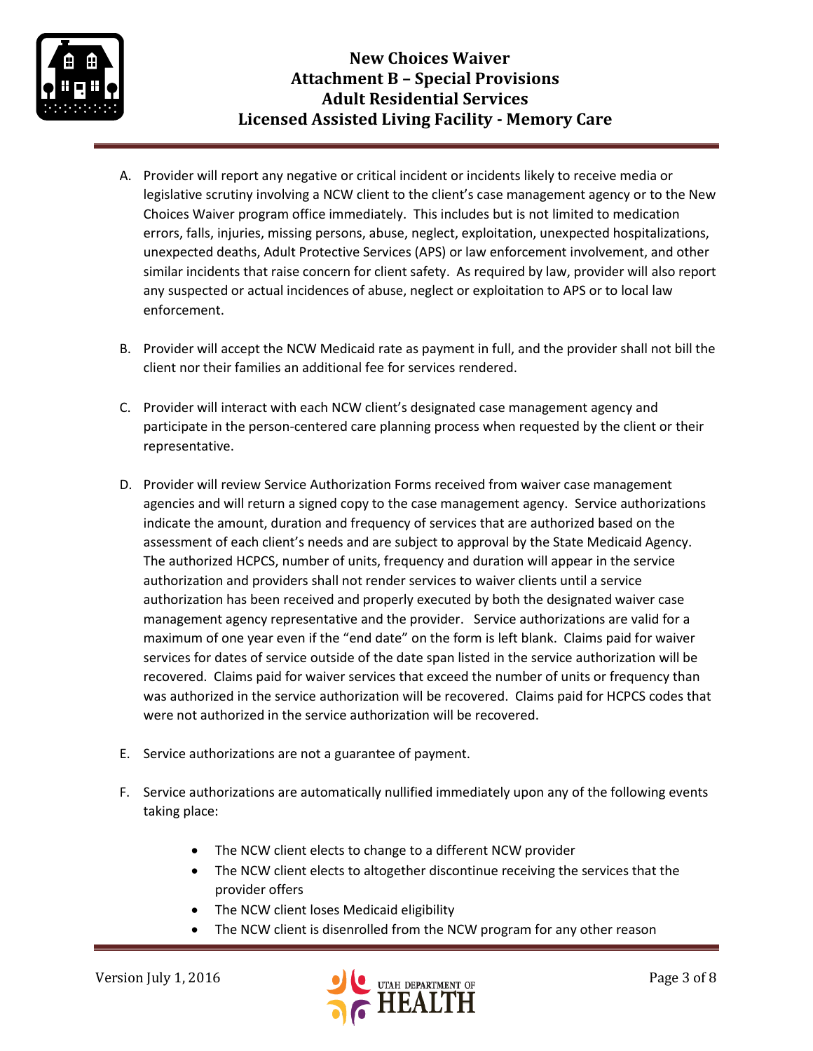A. Provider will report any negative or critical incident or incidents likely to receive media or legislative scrutiny involving a NCW client to the client's case management agency or to the New Choices Waiver program office immediately. This includes but is not limited to medication errors, falls, injuries, missing persons, abuse, neglect, exploitation, unexpected hospitalizations, unexpected deaths, Adult Protective Services (APS) or law enforcement involvement, and other similar incidents that raise concern for client safety. As required by law, provider will also report any suspected or actual incidences of abuse, neglect or exploitation to APS or to local law enforcement.

B. Provider will accept the NCW Medicaid rate as payment in full, and the provider shall not bill the client nor their families an additional fee for services rendered.

C. Provider will interact with each NCW client's designated case management agency and participate in the person-centered care planning process when requested by the client or their representative.

D. Provider will review Service Authorization Forms received from waiver case management agencies and will return a signed copy to the case management agency. Service authorizations indicate the amount, duration and frequency of services that are authorized based on the assessment of each client's needs and are subject to approval by the State Medicaid Agency. The authorized HCPCS, number of units, frequency and duration will appear in the service authorization and providers shall not render services to waiver clients until a service authorization has been received and properly executed by both the designated waiver case management agency representative and the provider. Service authorizations are valid for a maximum of one year even if the "end date" on the form is left blank. Claims paid for waiver services for dates of service outside of the date span listed in the service authorization will be recovered. Claims paid for waiver services that exceed the number of units or frequency than was authorized in the service authorization will be recovered. Claims paid for HCPCS codes that were not authorized in the service authorization will be recovered.

E. Service authorizations are not a guarantee of payment.

F. Service authorizations are automatically nullified immediately upon any of the following events taking place:

- The NCW client elects to change to a different NCW provider
- The NCW client elects to altogether discontinue receiving the services that the provider offers
- The NCW client loses Medicaid eligibility
- The NCW client is disenrolled from the NCW program for any other reason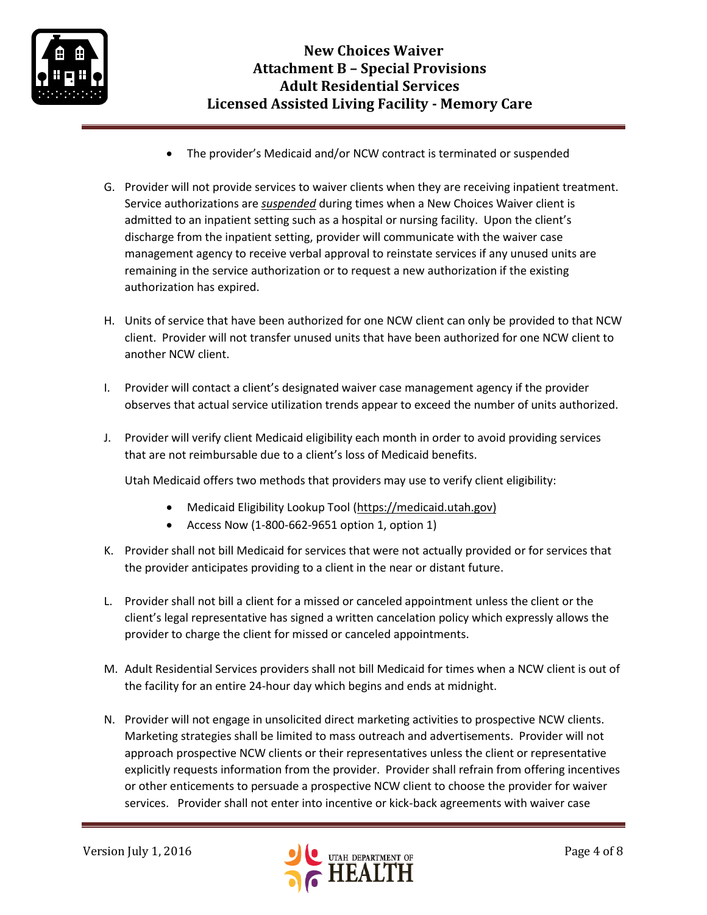- The provider's Medicaid and/or NCW contract is terminated or suspended

G. Provider will not provide services to waiver clients when they are receiving inpatient treatment. Service authorizations are ***suspended*** during times when a New Choices Waiver client is admitted to an inpatient setting such as a hospital or nursing facility. Upon the client's discharge from the inpatient setting, provider will communicate with the waiver case management agency to receive verbal approval to reinstate services if any unused units are remaining in the service authorization or to request a new authorization if the existing authorization has expired.

H. Units of service that have been authorized for one NCW client can only be provided to that NCW client. Provider will not transfer unused units that have been authorized for one NCW client to another NCW client.

I. Provider will contact a client's designated waiver case management agency if the provider observes that actual service utilization trends appear to exceed the number of units authorized.

J. Provider will verify client Medicaid eligibility each month in order to avoid providing services that are not reimbursable due to a client's loss of Medicaid benefits.

   Utah Medicaid offers two methods that providers may use to verify client eligibility:

   - Medicaid Eligibility Lookup Tool (https://medicaid.utah.gov)
   - Access Now (1-800-662-9651 option 1, option 1)

K. Provider shall not bill Medicaid for services that were not actually provided or for services that the provider anticipates providing to a client in the near or distant future.

L. Provider shall not bill a client for a missed or canceled appointment unless the client or the client's legal representative has signed a written cancelation policy which expressly allows the provider to charge the client for missed or canceled appointments.

M. Adult Residential Services providers shall not bill Medicaid for times when a NCW client is out of the facility for an entire 24-hour day which begins and ends at midnight.

N. Provider will not engage in unsolicited direct marketing activities to prospective NCW clients. Marketing strategies shall be limited to mass outreach and advertisements. Provider will not approach prospective NCW clients or their representatives unless the client or representative explicitly requests information from the provider. Provider shall refrain from offering incentives or other enticements to persuade a prospective NCW client to choose the provider for waiver services. Provider shall not enter into incentive or kick-back agreements with waiver case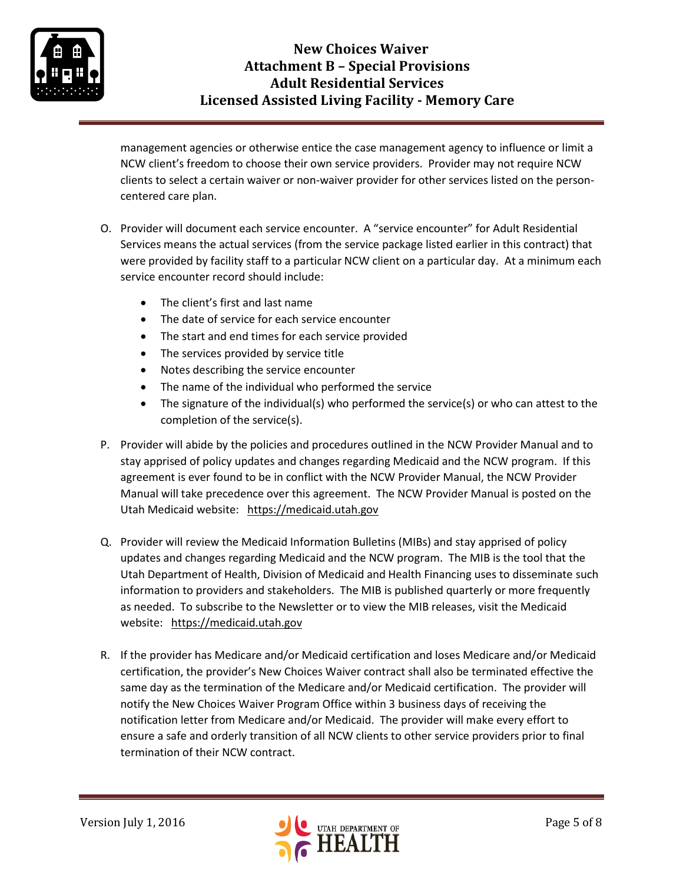management agencies or otherwise entice the case management agency to influence or limit a NCW client's freedom to choose their own service providers. Provider may not require NCW clients to select a certain waiver or non-waiver provider for other services listed on the person-centered care plan.

O. Provider will document each service encounter. A "service encounter" for Adult Residential Services means the actual services (from the service package listed earlier in this contract) that were provided by facility staff to a particular NCW client on a particular day. At a minimum each service encounter record should include:

- The client's first and last name
- The date of service for each service encounter
- The start and end times for each service provided
- The services provided by service title
- Notes describing the service encounter
- The name of the individual who performed the service
- The signature of the individual(s) who performed the service(s) or who can attest to the completion of the service(s).

P. Provider will abide by the policies and procedures outlined in the NCW Provider Manual and to stay apprised of policy updates and changes regarding Medicaid and the NCW program. If this agreement is ever found to be in conflict with the NCW Provider Manual, the NCW Provider Manual will take precedence over this agreement. The NCW Provider Manual is posted on the Utah Medicaid website: https://medicaid.utah.gov

Q. Provider will review the Medicaid Information Bulletins (MIBs) and stay apprised of policy updates and changes regarding Medicaid and the NCW program. The MIB is the tool that the Utah Department of Health, Division of Medicaid and Health Financing uses to disseminate such information to providers and stakeholders. The MIB is published quarterly or more frequently as needed. To subscribe to the Newsletter or to view the MIB releases, visit the Medicaid website: https://medicaid.utah.gov

R. If the provider has Medicare and/or Medicaid certification and loses Medicare and/or Medicaid certification, the provider's New Choices Waiver contract shall also be terminated effective the same day as the termination of the Medicare and/or Medicaid certification. The provider will notify the New Choices Waiver Program Office within 3 business days of receiving the notification letter from Medicare and/or Medicaid. The provider will make every effort to ensure a safe and orderly transition of all NCW clients to other service providers prior to final termination of their NCW contract.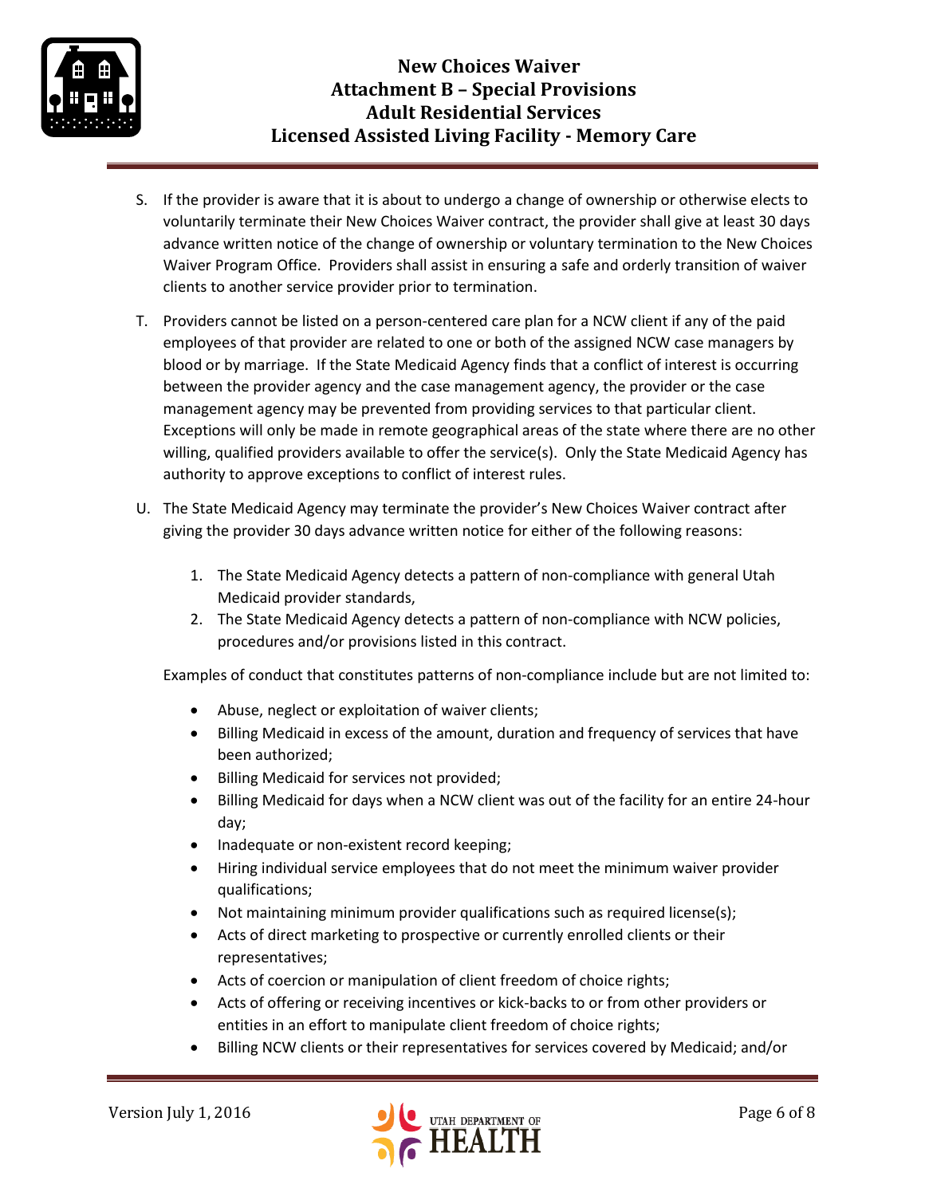S. If the provider is aware that it is about to undergo a change of ownership or otherwise elects to voluntarily terminate their New Choices Waiver contract, the provider shall give at least 30 days advance written notice of the change of ownership or voluntary termination to the New Choices Waiver Program Office. Providers shall assist in ensuring a safe and orderly transition of waiver clients to another service provider prior to termination.

T. Providers cannot be listed on a person-centered care plan for a NCW client if any of the paid employees of that provider are related to one or both of the assigned NCW case managers by blood or by marriage. If the State Medicaid Agency finds that a conflict of interest is occurring between the provider agency and the case management agency, the provider or the case management agency may be prevented from providing services to that particular client. Exceptions will only be made in remote geographical areas of the state where there are no other willing, qualified providers available to offer the service(s). Only the State Medicaid Agency has authority to approve exceptions to conflict of interest rules.

U. The State Medicaid Agency may terminate the provider's New Choices Waiver contract after giving the provider 30 days advance written notice for either of the following reasons:

   1. The State Medicaid Agency detects a pattern of non-compliance with general Utah Medicaid provider standards,
   2. The State Medicaid Agency detects a pattern of non-compliance with NCW policies, procedures and/or provisions listed in this contract.

   Examples of conduct that constitutes patterns of non-compliance include but are not limited to:

   - Abuse, neglect or exploitation of waiver clients;
   - Billing Medicaid in excess of the amount, duration and frequency of services that have been authorized;
   - Billing Medicaid for services not provided;
   - Billing Medicaid for days when a NCW client was out of the facility for an entire 24-hour day;
   - Inadequate or non-existent record keeping;
   - Hiring individual service employees that do not meet the minimum waiver provider qualifications;
   - Not maintaining minimum provider qualifications such as required license(s);
   - Acts of direct marketing to prospective or currently enrolled clients or their representatives;
   - Acts of coercion or manipulation of client freedom of choice rights;
   - Acts of offering or receiving incentives or kick-backs to or from other providers or entities in an effort to manipulate client freedom of choice rights;
   - Billing NCW clients or their representatives for services covered by Medicaid; and/or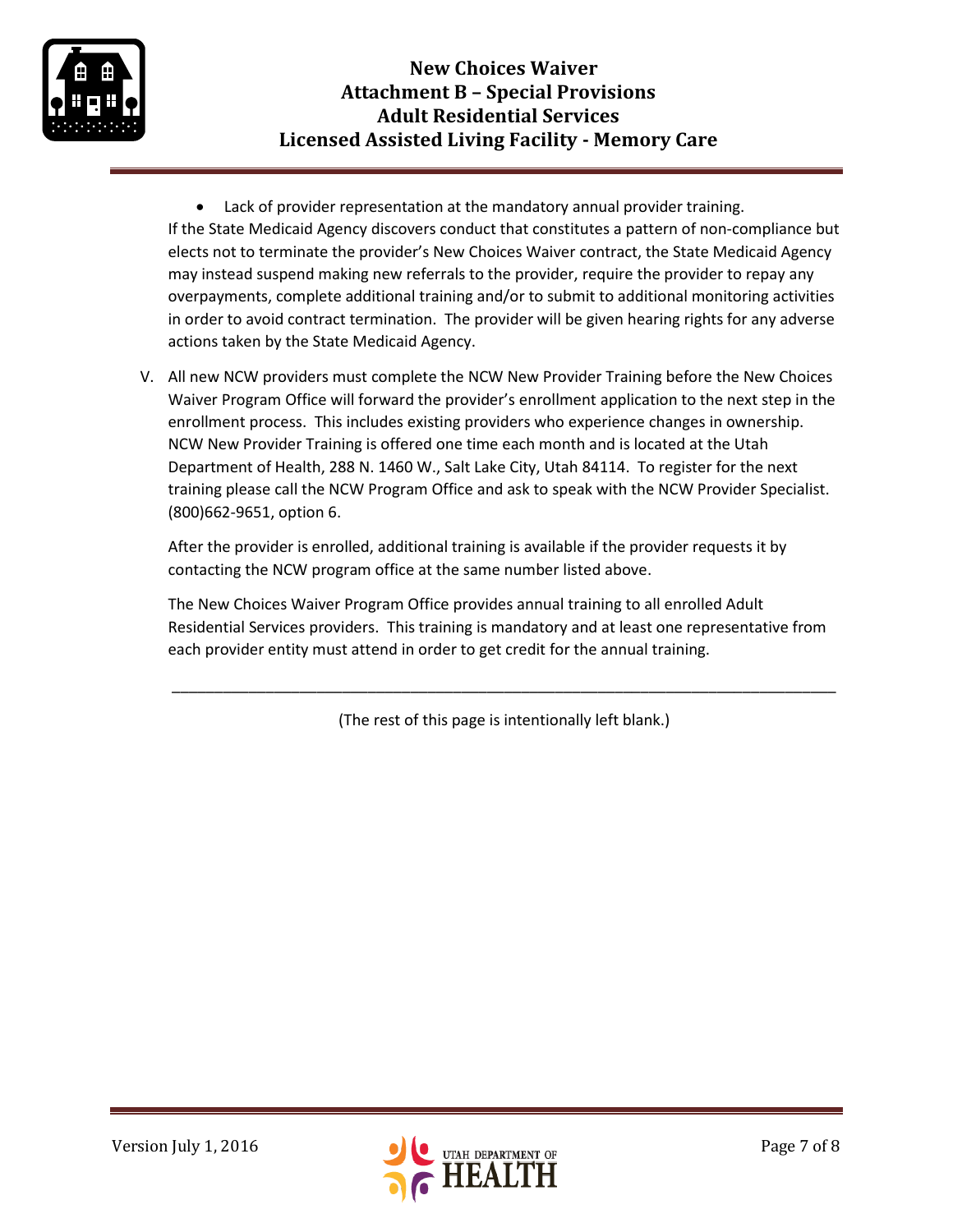- Lack of provider representation at the mandatory annual provider training.

If the State Medicaid Agency discovers conduct that constitutes a pattern of non-compliance but elects not to terminate the provider's New Choices Waiver contract, the State Medicaid Agency may instead suspend making new referrals to the provider, require the provider to repay any overpayments, complete additional training and/or to submit to additional monitoring activities in order to avoid contract termination. The provider will be given hearing rights for any adverse actions taken by the State Medicaid Agency.

V. All new NCW providers must complete the NCW New Provider Training before the New Choices Waiver Program Office will forward the provider's enrollment application to the next step in the enrollment process. This includes existing providers who experience changes in ownership. NCW New Provider Training is offered one time each month and is located at the Utah Department of Health, 288 N. 1460 W., Salt Lake City, Utah 84114. To register for the next training please call the NCW Program Office and ask to speak with the NCW Provider Specialist. (800)662-9651, option 6.

   After the provider is enrolled, additional training is available if the provider requests it by contacting the NCW program office at the same number listed above.

   The New Choices Waiver Program Office provides annual training to all enrolled Adult Residential Services providers. This training is mandatory and at least one representative from each provider entity must attend in order to get credit for the annual training.

---

(The rest of this page is intentionally left blank.)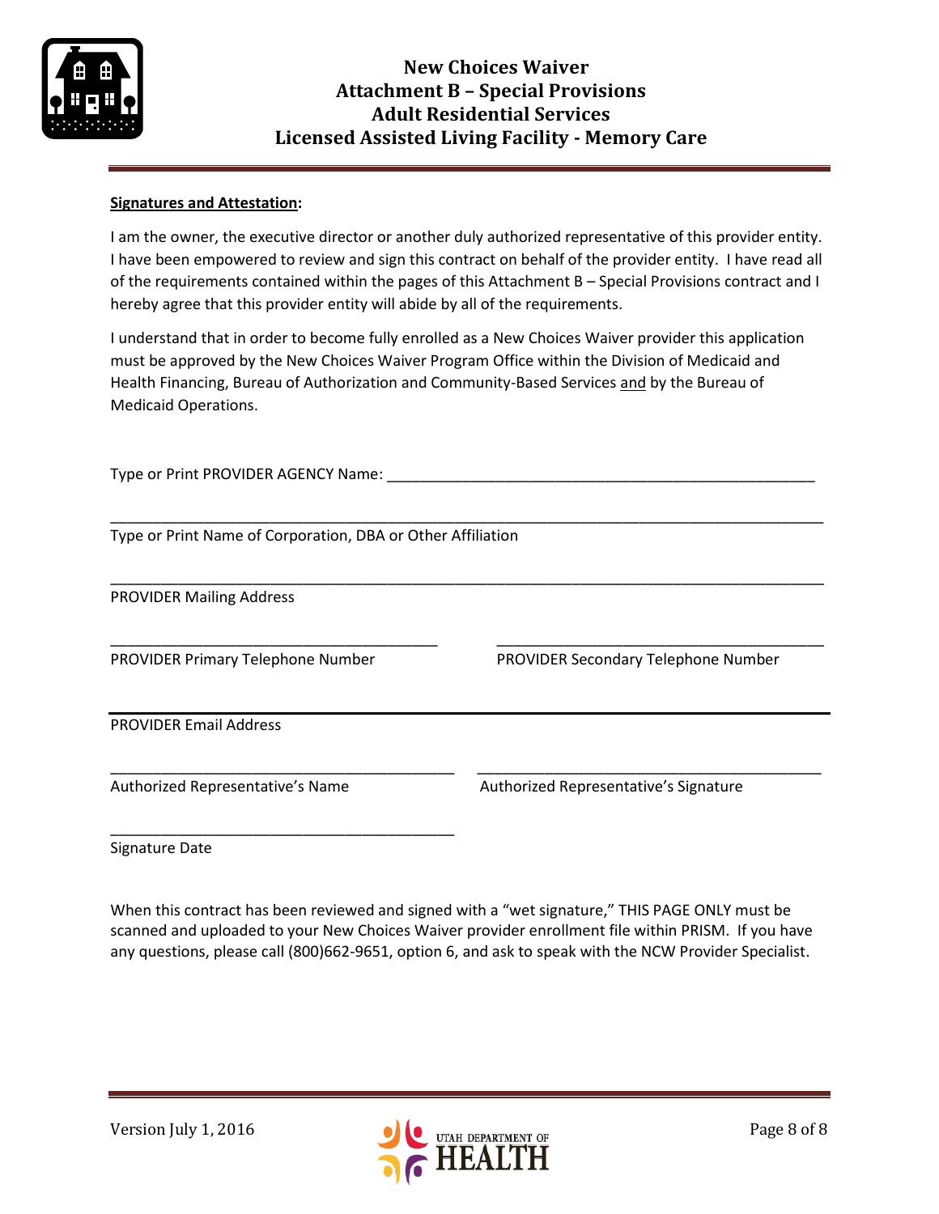# New Choices Waiver
# Attachment B – Special Provisions
# Adult Residential Services
# Licensed Assisted Living Facility - Memory Care

**Signatures and Attestation:**

I am the owner, the executive director or another duly authorized representative of this provider entity. I have been empowered to review and sign this contract on behalf of the provider entity. I have read all of the requirements contained within the pages of this Attachment B – Special Provisions contract and I hereby agree that this provider entity will abide by all of the requirements.

I understand that in order to become fully enrolled as a New Choices Waiver provider this application must be approved by the New Choices Waiver Program Office within the Division of Medicaid and Health Financing, Bureau of Authorization and Community-Based Services and by the Bureau of Medicaid Operations.

Type or Print PROVIDER AGENCY Name: ____________________________________________________

_________________________________________________________________________________
Type or Print Name of Corporation, DBA or Other Affiliation

_________________________________________________________________________________
PROVIDER Mailing Address

________________________________________ ________________________________________
PROVIDER Primary Telephone Number PROVIDER Secondary Telephone Number

_________________________________________________________________________________
PROVIDER Email Address

__________________________________________ __________________________________________
Authorized Representative's Name Authorized Representative's Signature

__________________________________________
Signature Date

When this contract has been reviewed and signed with a "wet signature," THIS PAGE ONLY must be scanned and uploaded to your New Choices Waiver provider enrollment file within PRISM. If you have any questions, please call (800)662-9651, option 6, and ask to speak with the NCW Provider Specialist.

Version July 1, 2016